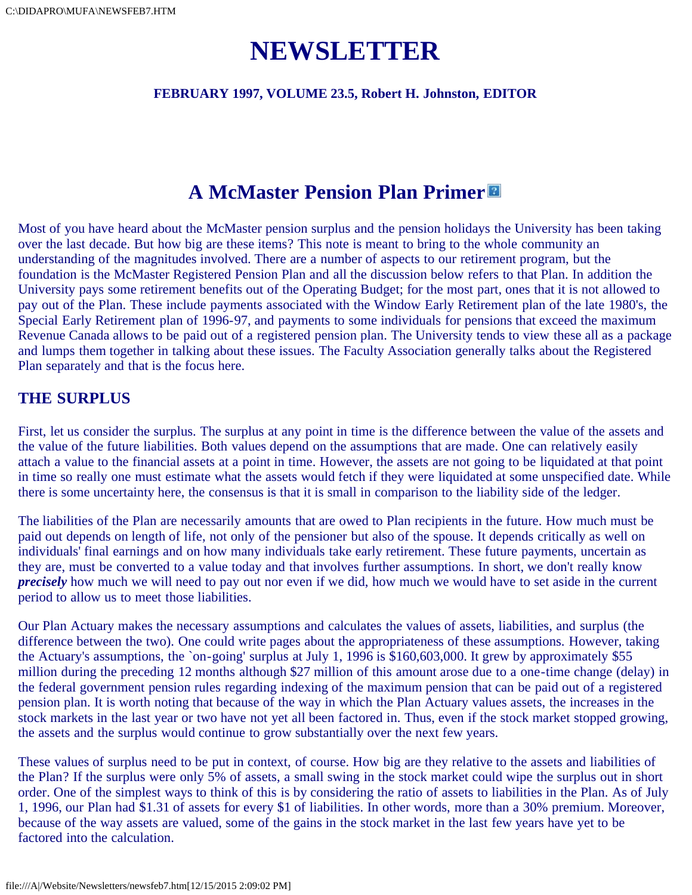# NEWSLETTER

**FEBRUARY 1997, VOLUME 23.5, Robert H. Johnston, EDITOR**

## A McMaster Pension Plan Primer

Most of you have heard about the McMaster pension surplus and the pension holidays the University has been taking over the last decade. But how big are these items? This note is meant to bring to the whole community an understanding of the magnitudes involved. There are a number of aspects to our retirement program, but the foundation is the McMaster Registered Pension Plan and all the discussion below refers to that Plan. In addition the University pays some retirement benefits out of the Operating Budget; for the most part, ones that it is not allowed to pay out of the Plan. These include payments associated with the Window Early Retirement plan of the late 1980's, the Special Early Retirement plan of 1996-97, and payments to some individuals for pensions that exceed the maximum Revenue Canada allows to be paid out of a registered pension plan. The University tends to view these all as a package and lumps them together in talking about these issues. The Faculty Association generally talks about the Registered Plan separately and that is the focus here.

### THE SURPLUS

First, let us consider the surplus. The surplus at any point in time is the difference between the value of the assets and the value of the future liabilities. Both values depend on the assumptions that are made. One can relatively easily attach a value to the financial assets at a point in time. However, the assets are not going to be liquidated at that point in time so really one must estimate what the assets would fetch if they were liquidated at some unspecified date. While there is some uncertainty here, the consensus is that it is small in comparison to the liability side of the ledger.

The liabilities of the Plan are necessarily amounts that are owed to Plan recipients in the future. How much must be paid out depends on length of life, not only of the pensioner but also of the spouse. It depends critically as well on individuals' final earnings and on how many individuals take early retirement. These future payments, uncertain as they are, must be converted to a value today and that involves further assumptions. In short, we don't really know ***precisely*** how much we will need to pay out nor even if we did, how much we would have to set aside in the current period to allow us to meet those liabilities.

Our Plan Actuary makes the necessary assumptions and calculates the values of assets, liabilities, and surplus (the difference between the two). One could write pages about the appropriateness of these assumptions. However, taking the Actuary's assumptions, the `on-going' surplus at July 1, 1996 is $160,603,000. It grew by approximately $55 million during the preceding 12 months although $27 million of this amount arose due to a one-time change (delay) in the federal government pension rules regarding indexing of the maximum pension that can be paid out of a registered pension plan. It is worth noting that because of the way in which the Plan Actuary values assets, the increases in the stock markets in the last year or two have not yet all been factored in. Thus, even if the stock market stopped growing, the assets and the surplus would continue to grow substantially over the next few years.

These values of surplus need to be put in context, of course. How big are they relative to the assets and liabilities of the Plan? If the surplus were only 5% of assets, a small swing in the stock market could wipe the surplus out in short order. One of the simplest ways to think of this is by considering the ratio of assets to liabilities in the Plan. As of July 1, 1996, our Plan had $1.31 of assets for every $1 of liabilities. In other words, more than a 30% premium. Moreover, because of the way assets are valued, some of the gains in the stock market in the last few years have yet to be factored into the calculation.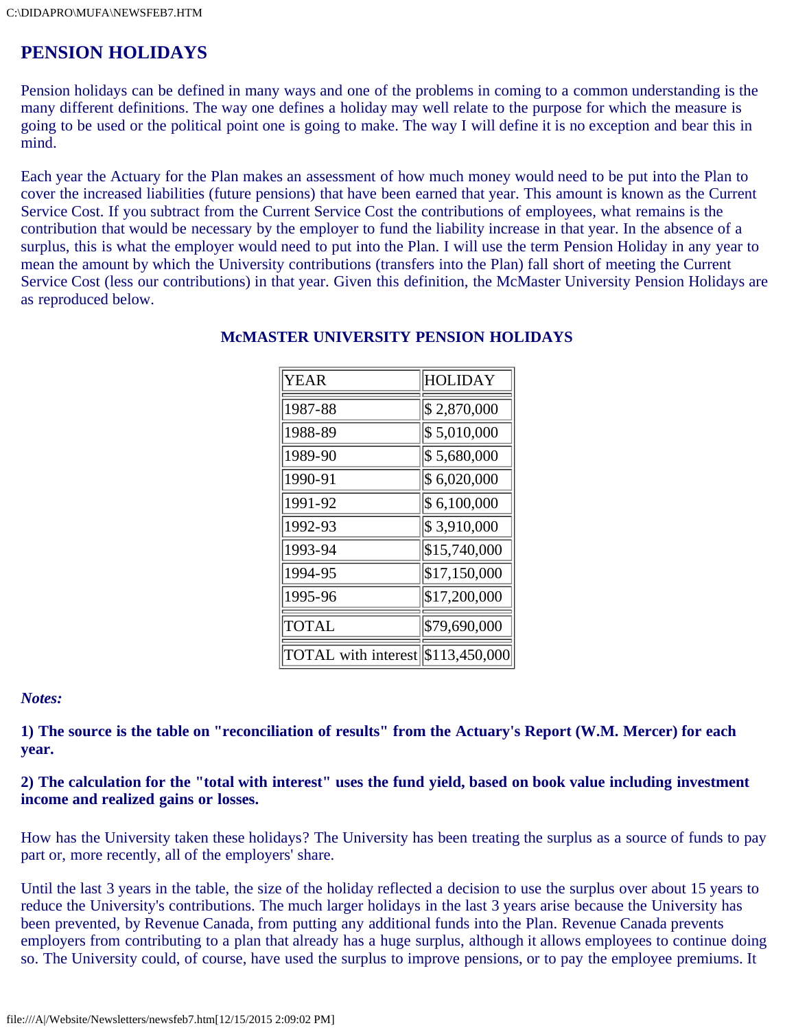## PENSION HOLIDAYS

Pension holidays can be defined in many ways and one of the problems in coming to a common understanding is the many different definitions. The way one defines a holiday may well relate to the purpose for which the measure is going to be used or the political point one is going to make. The way I will define it is no exception and bear this in mind.

Each year the Actuary for the Plan makes an assessment of how much money would need to be put into the Plan to cover the increased liabilities (future pensions) that have been earned that year. This amount is known as the Current Service Cost. If you subtract from the Current Service Cost the contributions of employees, what remains is the contribution that would be necessary by the employer to fund the liability increase in that year. In the absence of a surplus, this is what the employer would need to put into the Plan. I will use the term Pension Holiday in any year to mean the amount by which the University contributions (transfers into the Plan) fall short of meeting the Current Service Cost (less our contributions) in that year. Given this definition, the McMaster University Pension Holidays are as reproduced below.

### McMASTER UNIVERSITY PENSION HOLIDAYS

| YEAR | HOLIDAY |
|---|---|
| 1987-88 | $ 2,870,000 |
| 1988-89 | $ 5,010,000 |
| 1989-90 | $ 5,680,000 |
| 1990-91 | $ 6,020,000 |
| 1991-92 | $ 6,100,000 |
| 1992-93 | $ 3,910,000 |
| 1993-94 | $15,740,000 |
| 1994-95 | $17,150,000 |
| 1995-96 | $17,200,000 |
| TOTAL | $79,690,000 |
| TOTAL with interest | $113,450,000 |

***Notes:***

**1) The source is the table on "reconciliation of results" from the Actuary's Report (W.M. Mercer) for each year.**

**2) The calculation for the "total with interest" uses the fund yield, based on book value including investment income and realized gains or losses.**

How has the University taken these holidays? The University has been treating the surplus as a source of funds to pay part or, more recently, all of the employers' share.

Until the last 3 years in the table, the size of the holiday reflected a decision to use the surplus over about 15 years to reduce the University's contributions. The much larger holidays in the last 3 years arise because the University has been prevented, by Revenue Canada, from putting any additional funds into the Plan. Revenue Canada prevents employers from contributing to a plan that already has a huge surplus, although it allows employees to continue doing so. The University could, of course, have used the surplus to improve pensions, or to pay the employee premiums. It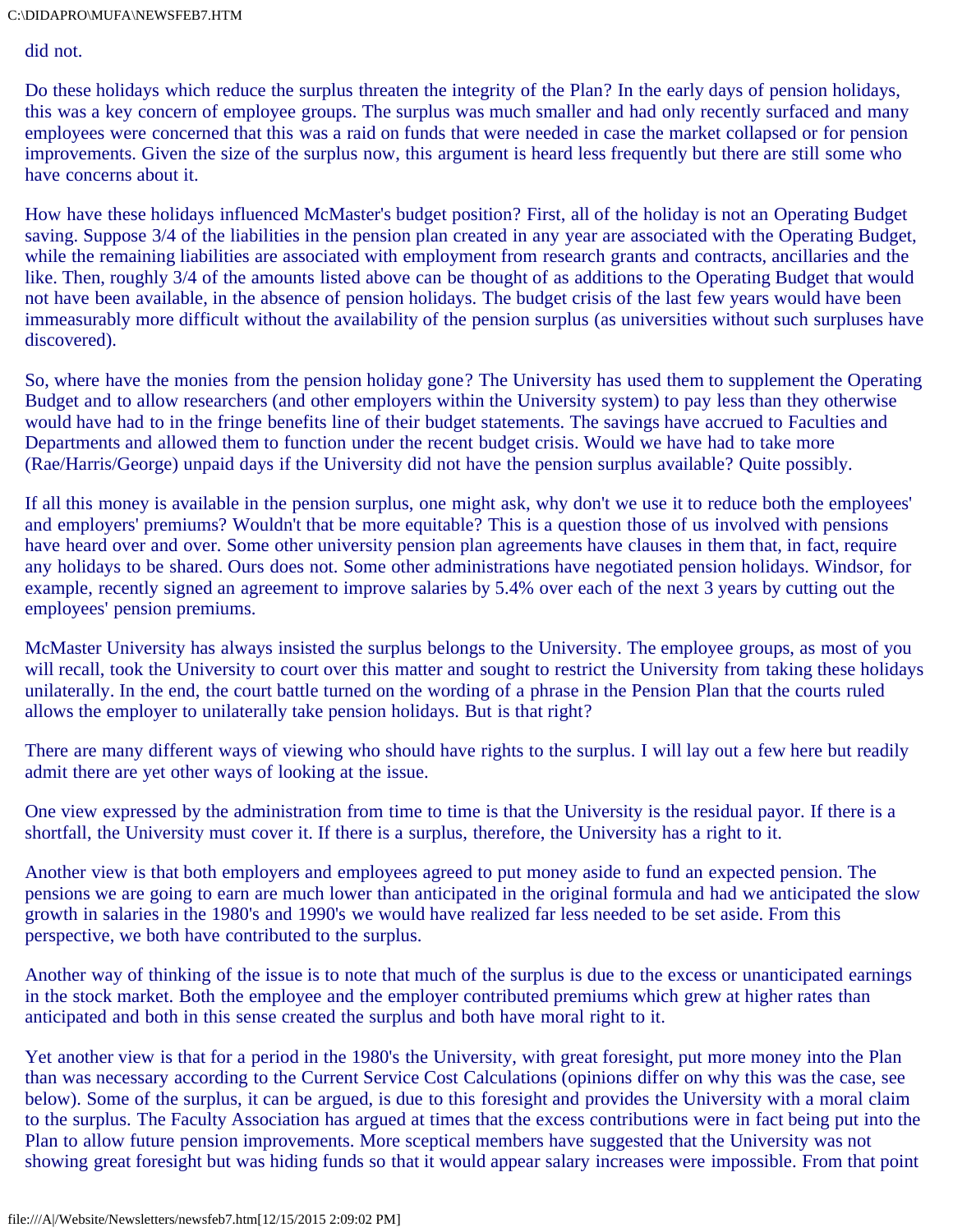did not.

Do these holidays which reduce the surplus threaten the integrity of the Plan? In the early days of pension holidays, this was a key concern of employee groups. The surplus was much smaller and had only recently surfaced and many employees were concerned that this was a raid on funds that were needed in case the market collapsed or for pension improvements. Given the size of the surplus now, this argument is heard less frequently but there are still some who have concerns about it.

How have these holidays influenced McMaster's budget position? First, all of the holiday is not an Operating Budget saving. Suppose 3/4 of the liabilities in the pension plan created in any year are associated with the Operating Budget, while the remaining liabilities are associated with employment from research grants and contracts, ancillaries and the like. Then, roughly 3/4 of the amounts listed above can be thought of as additions to the Operating Budget that would not have been available, in the absence of pension holidays. The budget crisis of the last few years would have been immeasurably more difficult without the availability of the pension surplus (as universities without such surpluses have discovered).

So, where have the monies from the pension holiday gone? The University has used them to supplement the Operating Budget and to allow researchers (and other employers within the University system) to pay less than they otherwise would have had to in the fringe benefits line of their budget statements. The savings have accrued to Faculties and Departments and allowed them to function under the recent budget crisis. Would we have had to take more (Rae/Harris/George) unpaid days if the University did not have the pension surplus available? Quite possibly.

If all this money is available in the pension surplus, one might ask, why don't we use it to reduce both the employees' and employers' premiums? Wouldn't that be more equitable? This is a question those of us involved with pensions have heard over and over. Some other university pension plan agreements have clauses in them that, in fact, require any holidays to be shared. Ours does not. Some other administrations have negotiated pension holidays. Windsor, for example, recently signed an agreement to improve salaries by 5.4% over each of the next 3 years by cutting out the employees' pension premiums.

McMaster University has always insisted the surplus belongs to the University. The employee groups, as most of you will recall, took the University to court over this matter and sought to restrict the University from taking these holidays unilaterally. In the end, the court battle turned on the wording of a phrase in the Pension Plan that the courts ruled allows the employer to unilaterally take pension holidays. But is that right?

There are many different ways of viewing who should have rights to the surplus. I will lay out a few here but readily admit there are yet other ways of looking at the issue.

One view expressed by the administration from time to time is that the University is the residual payor. If there is a shortfall, the University must cover it. If there is a surplus, therefore, the University has a right to it.

Another view is that both employers and employees agreed to put money aside to fund an expected pension. The pensions we are going to earn are much lower than anticipated in the original formula and had we anticipated the slow growth in salaries in the 1980's and 1990's we would have realized far less needed to be set aside. From this perspective, we both have contributed to the surplus.

Another way of thinking of the issue is to note that much of the surplus is due to the excess or unanticipated earnings in the stock market. Both the employee and the employer contributed premiums which grew at higher rates than anticipated and both in this sense created the surplus and both have moral right to it.

Yet another view is that for a period in the 1980's the University, with great foresight, put more money into the Plan than was necessary according to the Current Service Cost Calculations (opinions differ on why this was the case, see below). Some of the surplus, it can be argued, is due to this foresight and provides the University with a moral claim to the surplus. The Faculty Association has argued at times that the excess contributions were in fact being put into the Plan to allow future pension improvements. More sceptical members have suggested that the University was not showing great foresight but was hiding funds so that it would appear salary increases were impossible. From that point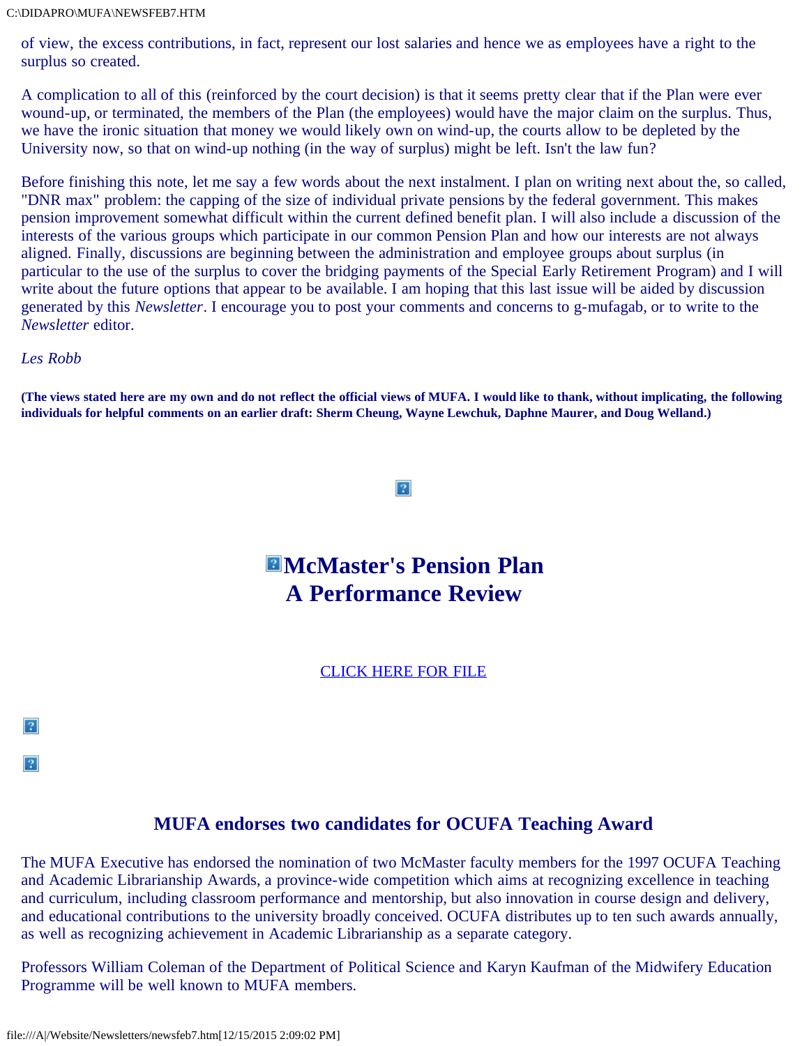of view, the excess contributions, in fact, represent our lost salaries and hence we as employees have a right to the surplus so created.

A complication to all of this (reinforced by the court decision) is that it seems pretty clear that if the Plan were ever wound-up, or terminated, the members of the Plan (the employees) would have the major claim on the surplus. Thus, we have the ironic situation that money we would likely own on wind-up, the courts allow to be depleted by the University now, so that on wind-up nothing (in the way of surplus) might be left. Isn't the law fun?

Before finishing this note, let me say a few words about the next instalment. I plan on writing next about the, so called, "DNR max" problem: the capping of the size of individual private pensions by the federal government. This makes pension improvement somewhat difficult within the current defined benefit plan. I will also include a discussion of the interests of the various groups which participate in our common Pension Plan and how our interests are not always aligned. Finally, discussions are beginning between the administration and employee groups about surplus (in particular to the use of the surplus to cover the bridging payments of the Special Early Retirement Program) and I will write about the future options that appear to be available. I am hoping that this last issue will be aided by discussion generated by this *Newsletter*. I encourage you to post your comments and concerns to g-mufagab, or to write to the *Newsletter* editor.

*Les Robb*

**(The views stated here are my own and do not reflect the official views of MUFA. I would like to thank, without implicating, the following individuals for helpful comments on an earlier draft: Sherm Cheung, Wayne Lewchuk, Daphne Maurer, and Doug Welland.)**

# McMaster's Pension Plan A Performance Review

CLICK HERE FOR FILE

## MUFA endorses two candidates for OCUFA Teaching Award

The MUFA Executive has endorsed the nomination of two McMaster faculty members for the 1997 OCUFA Teaching and Academic Librarianship Awards, a province-wide competition which aims at recognizing excellence in teaching and curriculum, including classroom performance and mentorship, but also innovation in course design and delivery, and educational contributions to the university broadly conceived. OCUFA distributes up to ten such awards annually, as well as recognizing achievement in Academic Librarianship as a separate category.

Professors William Coleman of the Department of Political Science and Karyn Kaufman of the Midwifery Education Programme will be well known to MUFA members.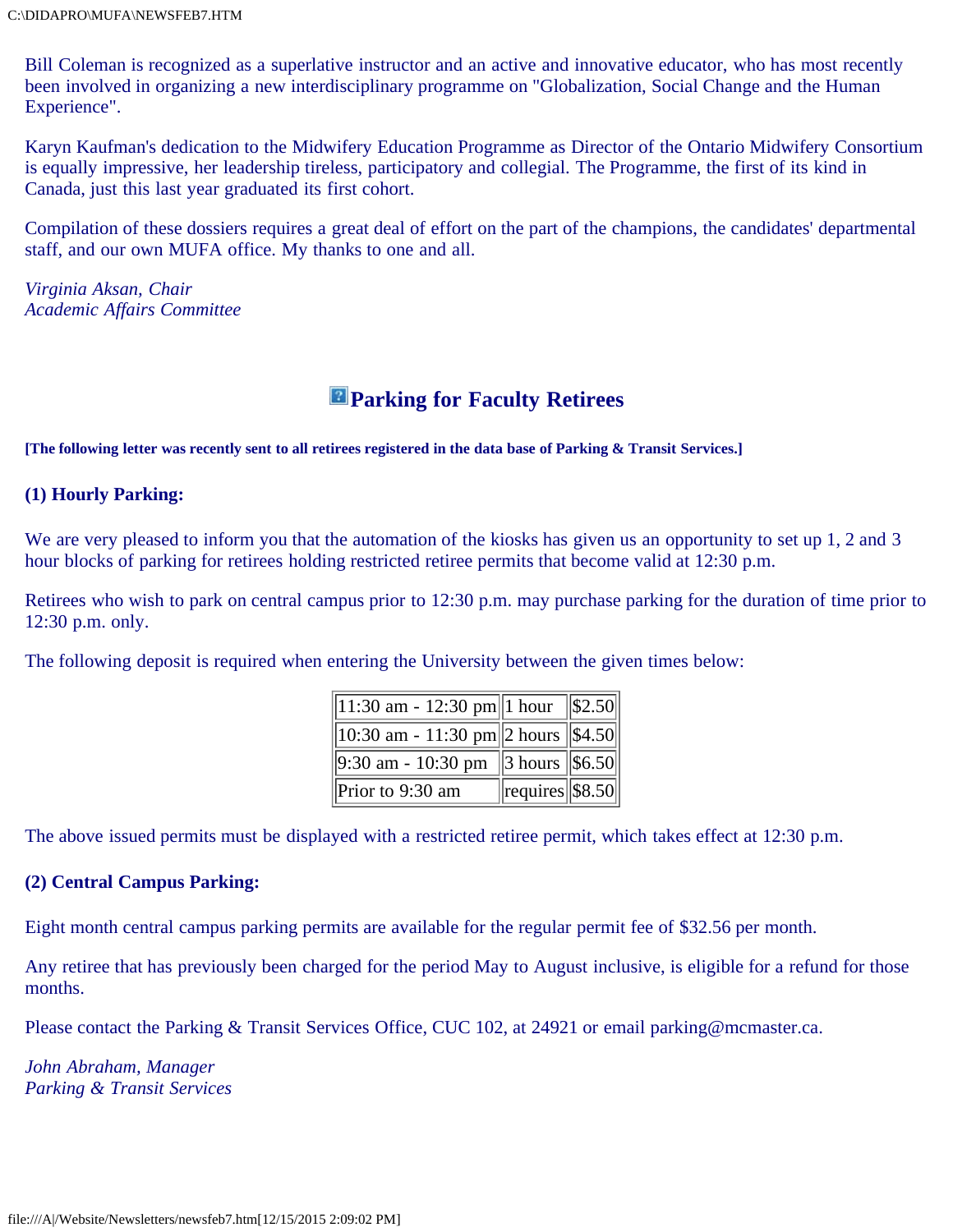Bill Coleman is recognized as a superlative instructor and an active and innovative educator, who has most recently been involved in organizing a new interdisciplinary programme on "Globalization, Social Change and the Human Experience".

Karyn Kaufman's dedication to the Midwifery Education Programme as Director of the Ontario Midwifery Consortium is equally impressive, her leadership tireless, participatory and collegial. The Programme, the first of its kind in Canada, just this last year graduated its first cohort.

Compilation of these dossiers requires a great deal of effort on the part of the champions, the candidates' departmental staff, and our own MUFA office. My thanks to one and all.

*Virginia Aksan, Chair*
*Academic Affairs Committee*

## Parking for Faculty Retirees

**[The following letter was recently sent to all retirees registered in the data base of Parking & Transit Services.]**

### (1) Hourly Parking:

We are very pleased to inform you that the automation of the kiosks has given us an opportunity to set up 1, 2 and 3 hour blocks of parking for retirees holding restricted retiree permits that become valid at 12:30 p.m.

Retirees who wish to park on central campus prior to 12:30 p.m. may purchase parking for the duration of time prior to 12:30 p.m. only.

The following deposit is required when entering the University between the given times below:

| | | |
|---|---|---|
| 11:30 am - 12:30 pm | 1 hour | $2.50 |
| 10:30 am - 11:30 pm | 2 hours | $4.50 |
| 9:30 am - 10:30 pm | 3 hours | $6.50 |
| Prior to 9:30 am | requires | $8.50 |

The above issued permits must be displayed with a restricted retiree permit, which takes effect at 12:30 p.m.

### (2) Central Campus Parking:

Eight month central campus parking permits are available for the regular permit fee of $32.56 per month.

Any retiree that has previously been charged for the period May to August inclusive, is eligible for a refund for those months.

Please contact the Parking & Transit Services Office, CUC 102, at 24921 or email parking@mcmaster.ca.

*John Abraham, Manager*
*Parking & Transit Services*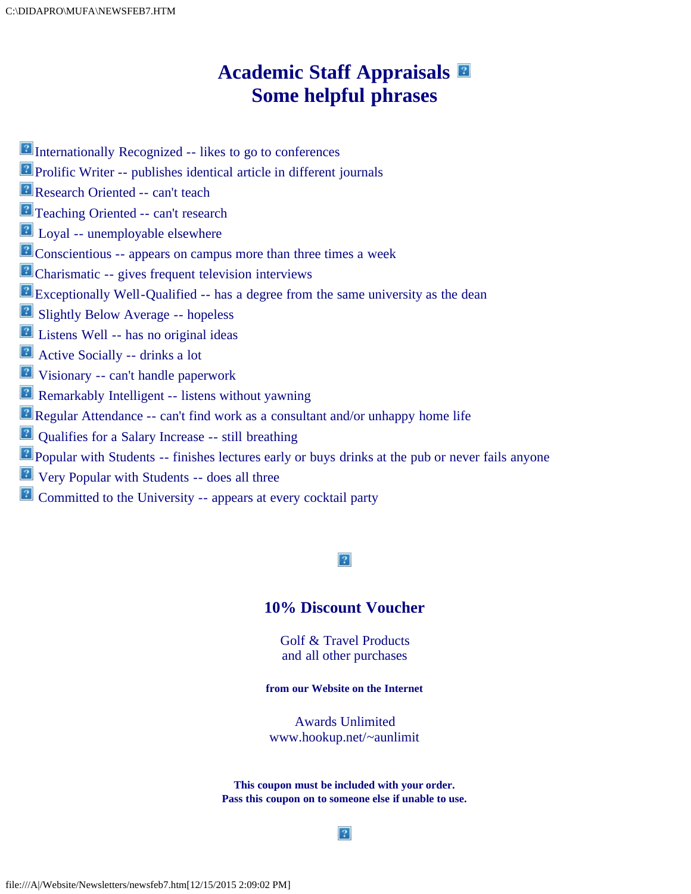# Academic Staff Appraisals
## Some helpful phrases

- Internationally Recognized -- likes to go to conferences
- Prolific Writer -- publishes identical article in different journals
- Research Oriented -- can't teach
- Teaching Oriented -- can't research
- Loyal -- unemployable elsewhere
- Conscientious -- appears on campus more than three times a week
- Charismatic -- gives frequent television interviews
- Exceptionally Well-Qualified -- has a degree from the same university as the dean
- Slightly Below Average -- hopeless
- Listens Well -- has no original ideas
- Active Socially -- drinks a lot
- Visionary -- can't handle paperwork
- Remarkably Intelligent -- listens without yawning
- Regular Attendance -- can't find work as a consultant and/or unhappy home life
- Qualifies for a Salary Increase -- still breathing
- Popular with Students -- finishes lectures early or buys drinks at the pub or never fails anyone
- Very Popular with Students -- does all three
- Committed to the University -- appears at every cocktail party

## 10% Discount Voucher

Golf & Travel Products
and all other purchases

**from our Website on the Internet**

Awards Unlimited
www.hookup.net/~aunlimit

**This coupon must be included with your order.**
**Pass this coupon on to someone else if unable to use.**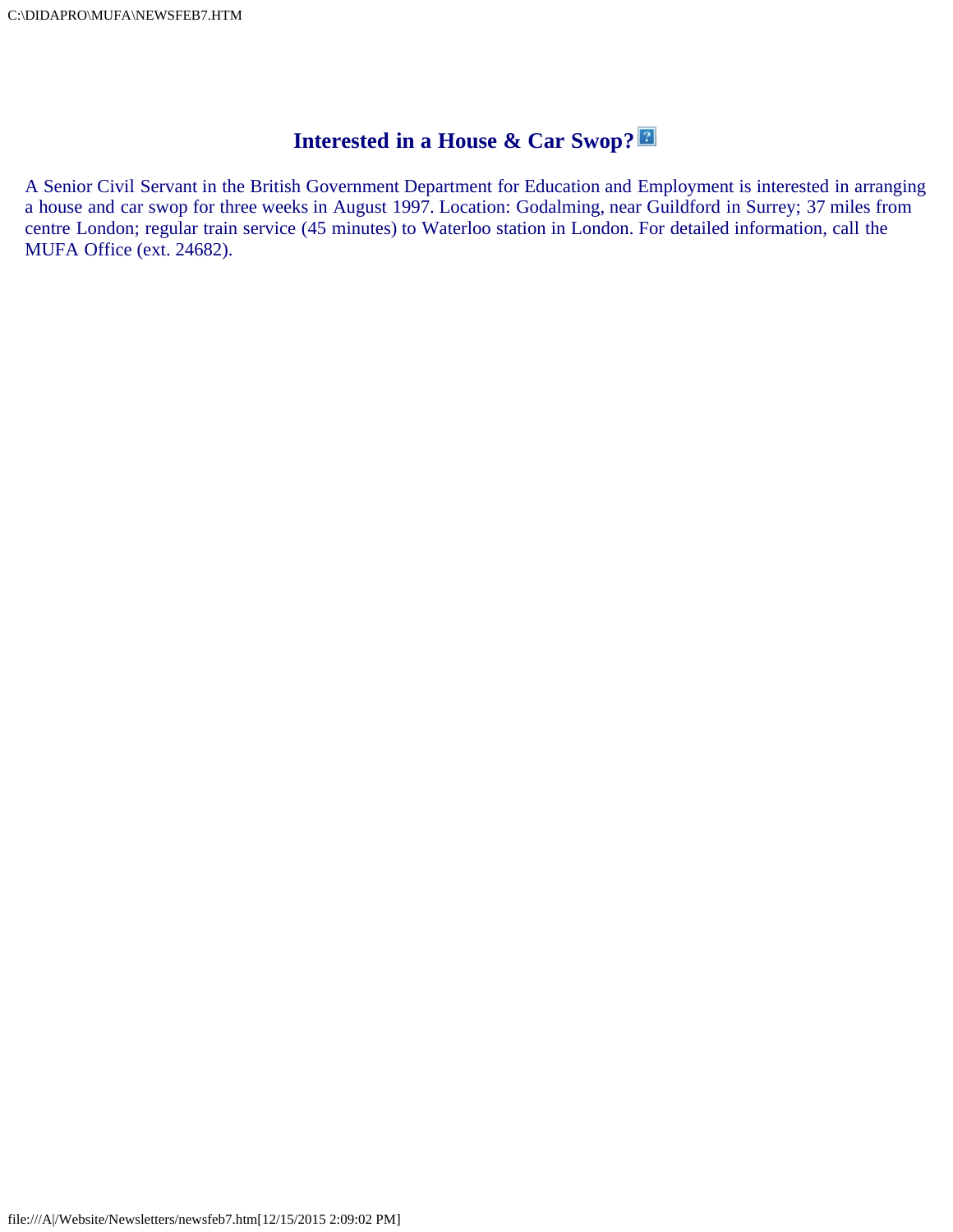## Interested in a House & Car Swop?

A Senior Civil Servant in the British Government Department for Education and Employment is interested in arranging a house and car swop for three weeks in August 1997. Location: Godalming, near Guildford in Surrey; 37 miles from centre London; regular train service (45 minutes) to Waterloo station in London. For detailed information, call the MUFA Office (ext. 24682).